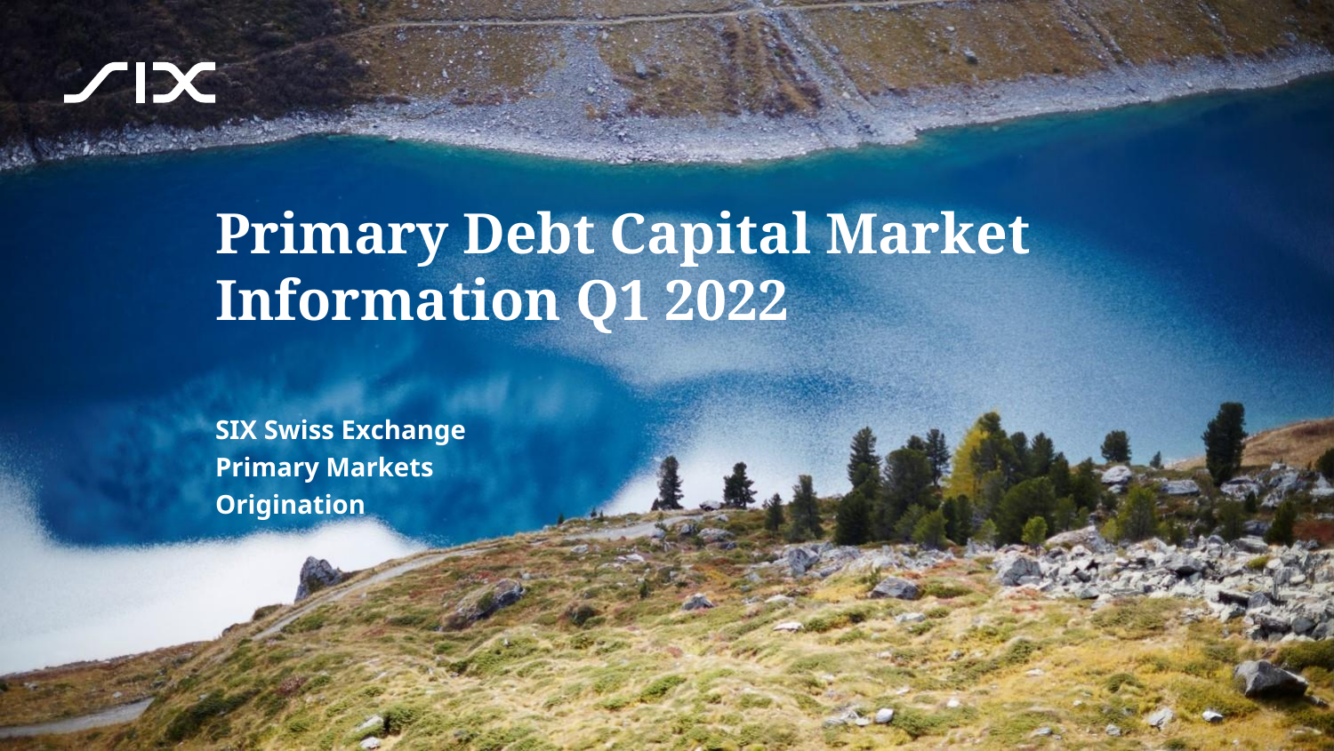SIX

# Primary Debt Capital Market Information Q1 2022

**SIX Swiss Exchange**
**Primary Markets**
**Origination**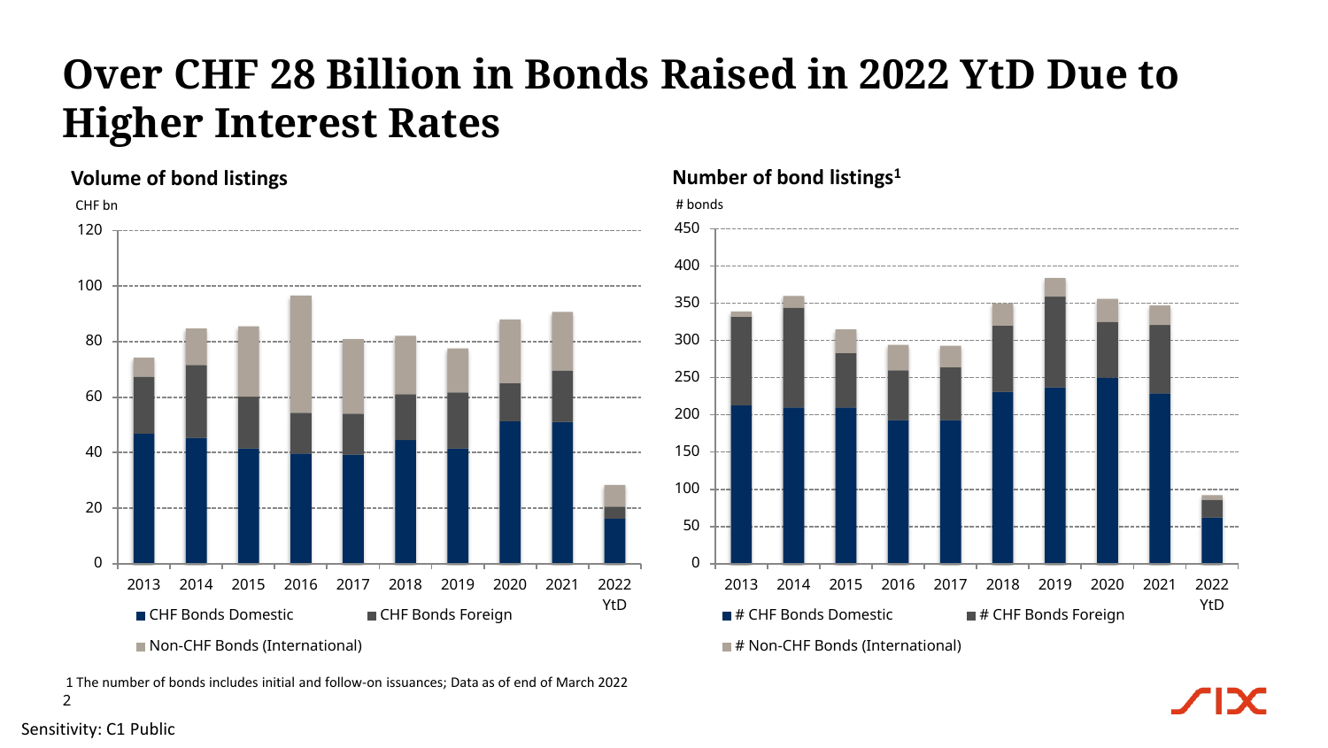# Over CHF 28 Billion in Bonds Raised in 2022 YtD Due to Higher Interest Rates

**Volume of bond listings**

CHF bn

120
100
80
60
40
20
0

2013 2014 2015 2016 2017 2018 2019 2020 2021 2022 YtD

CHF Bonds Domestic | CHF Bonds Foreign | Non-CHF Bonds (International)

**Number of bond listings[1]**

# bonds

450
400
350
300
250
200
150
100
50
0

2013 2014 2015 2016 2017 2018 2019 2020 2021 2022 YtD

# CHF Bonds Domestic | # CHF Bonds Foreign | # Non-CHF Bonds (International)

1 The number of bonds includes initial and follow-on issuances; Data as of end of March 2022

Sensitivity: C1 Public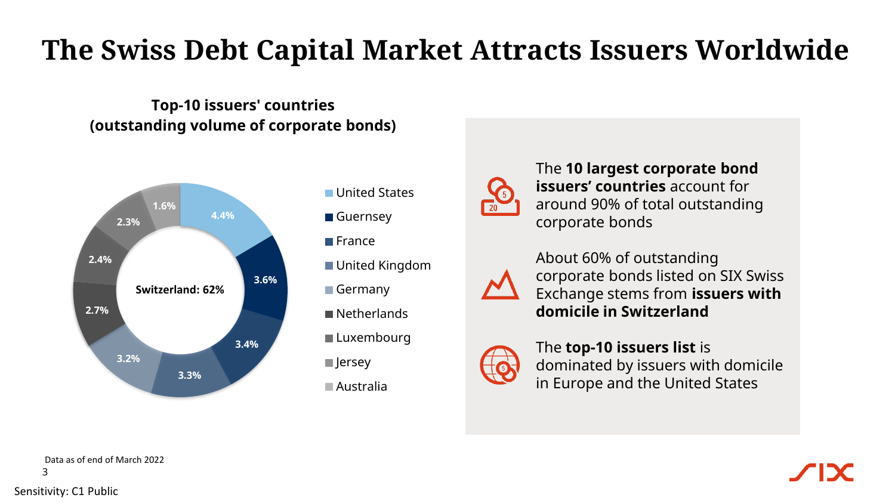# The Swiss Debt Capital Market Attracts Issuers Worldwide

**Top-10 issuers' countries (outstanding volume of corporate bonds)**

Switzerland: 62%

| Country | Share |
|---|---|
| United States | 4.4% |
| Guernsey | 3.6% |
| France | 3.4% |
| United Kingdom | 3.3% |
| Germany | 3.2% |
| Netherlands | 2.7% |
| Luxembourg | 2.4% |
| Jersey | 2.3% |
| Australia | 1.6% |

The **10 largest corporate bond issuers' countries** account for around 90% of total outstanding corporate bonds

About 60% of outstanding corporate bonds listed on SIX Swiss Exchange stems from **issuers with domicile in Switzerland**

The **top-10 issuers list** is dominated by issuers with domicile in Europe and the United States

Data as of end of March 2022

Sensitivity: C1 Public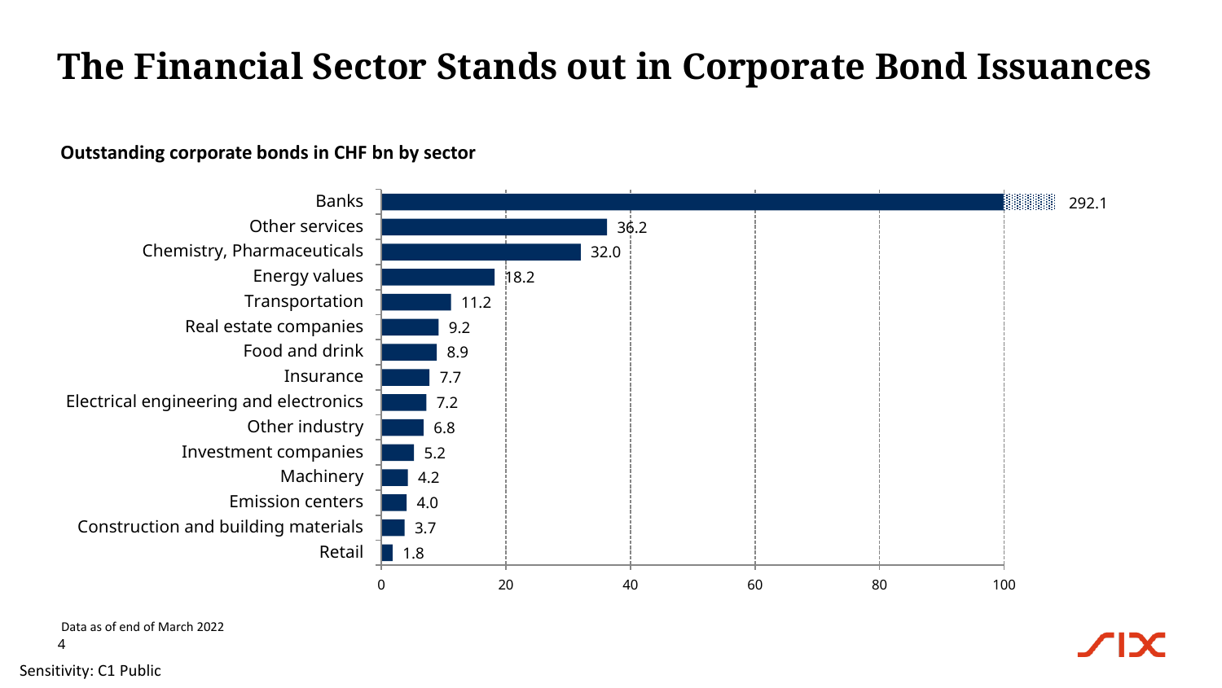# The Financial Sector Stands out in Corporate Bond Issuances

**Outstanding corporate bonds in CHF bn by sector**

| Sector | CHF bn |
| --- | --- |
| Banks | 292.1 |
| Other services | 36.2 |
| Chemistry, Pharmaceuticals | 32.0 |
| Energy values | 18.2 |
| Transportation | 11.2 |
| Real estate companies | 9.2 |
| Food and drink | 8.9 |
| Insurance | 7.7 |
| Electrical engineering and electronics | 7.2 |
| Other industry | 6.8 |
| Investment companies | 5.2 |
| Machinery | 4.2 |
| Emission centers | 4.0 |
| Construction and building materials | 3.7 |
| Retail | 1.8 |

Data as of end of March 2022

Sensitivity: C1 Public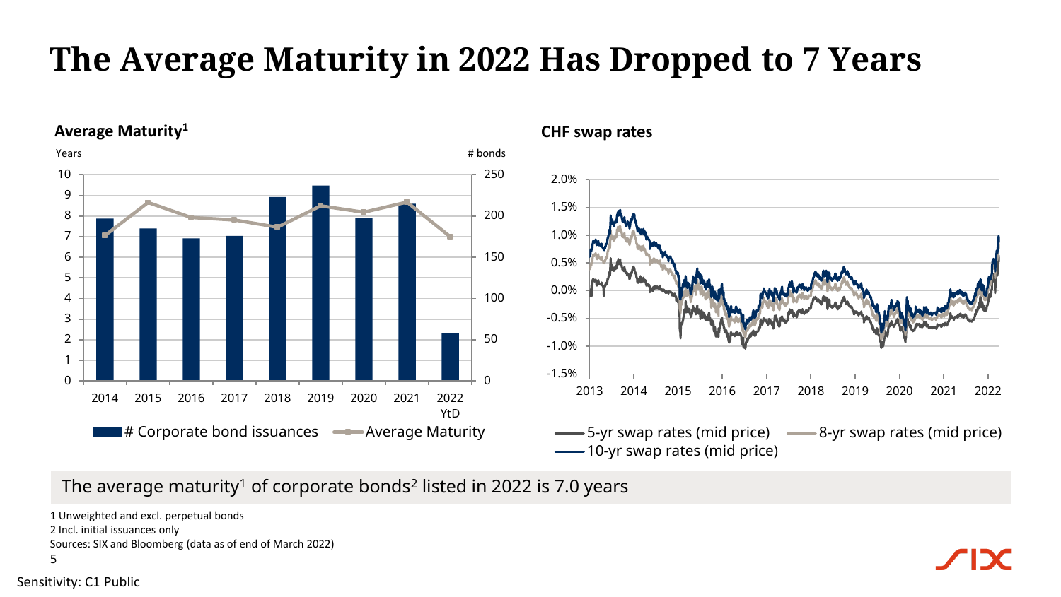# The Average Maturity in 2022 Has Dropped to 7 Years

**Average Maturity[1]**

Years | # bonds

10, 9, 8, 7, 6, 5, 4, 3, 2, 1, 0 | 250, 200, 150, 100, 50, 0

2014 | 2015 | 2016 | 2017 | 2018 | 2019 | 2020 | 2021 | 2022 YtD

# Corporate bond issuances — Average Maturity

**CHF swap rates**

2.0%, 1.5%, 1.0%, 0.5%, 0.0%, -0.5%, -1.0%, -1.5%

2013 | 2014 | 2015 | 2016 | 2017 | 2018 | 2019 | 2020 | 2021 | 2022

5-yr swap rates (mid price) — 8-yr swap rates (mid price) — 10-yr swap rates (mid price)

The average maturity[1] of corporate bonds[2] listed in 2022 is 7.0 years

1 Unweighted and excl. perpetual bonds
2 Incl. initial issuances only
Sources: SIX and Bloomberg (data as of end of March 2022)

Sensitivity: C1 Public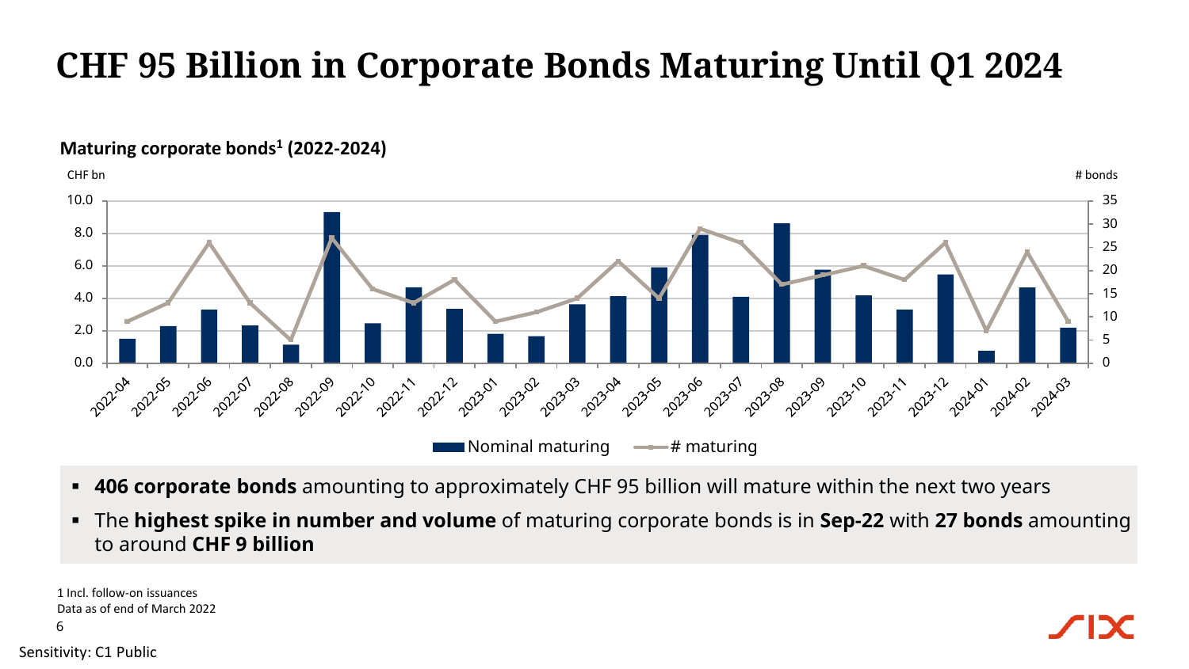# CHF 95 Billion in Corporate Bonds Maturing Until Q1 2024

**Maturing corporate bonds[1] (2022-2024)**

- **406 corporate bonds** amounting to approximately CHF 95 billion will mature within the next two years
- The **highest spike in number and volume** of maturing corporate bonds is in **Sep-22** with **27 bonds** amounting to around **CHF 9 billion**

1 Incl. follow-on issuances
Data as of end of March 2022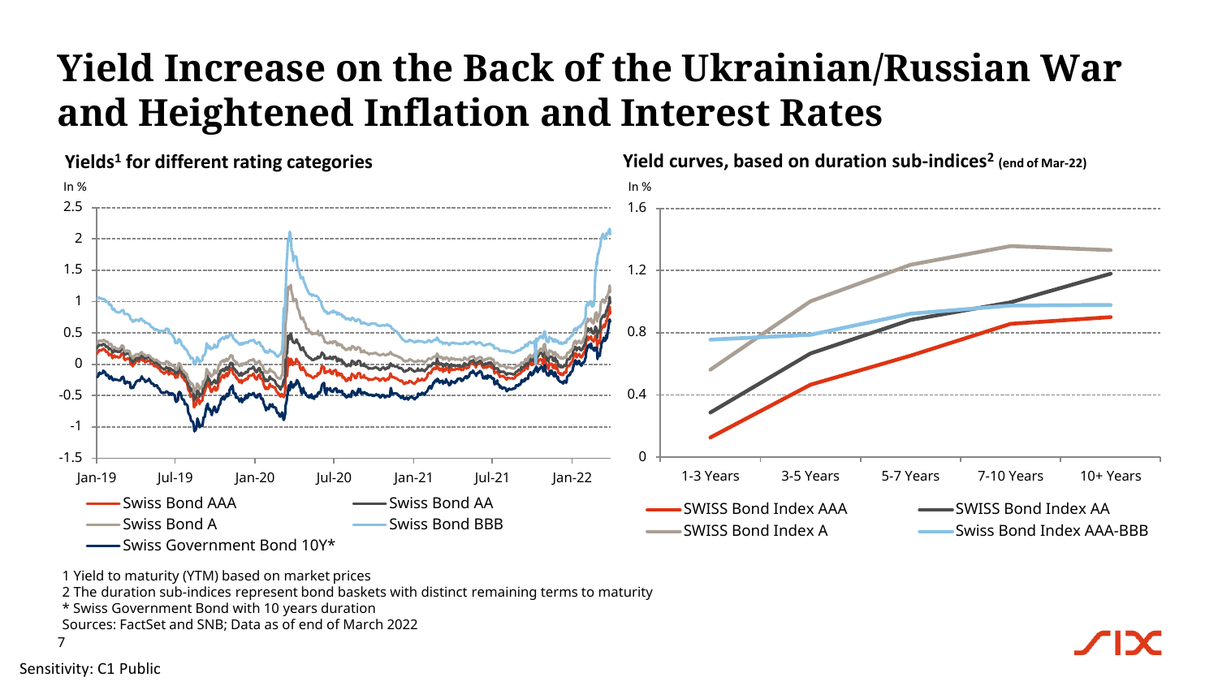# Yield Increase on the Back of the Ukrainian/Russian War and Heightened Inflation and Interest Rates

**Yields[1] for different rating categories**

In %

2.5
2
1.5
1
0.5
0
-0.5
-1
-1.5

Jan-19 Jul-19 Jan-20 Jul-20 Jan-21 Jul-21 Jan-22

Swiss Bond AAA
Swiss Bond AA
Swiss Bond A
Swiss Bond BBB
Swiss Government Bond 10Y*

**Yield curves, based on duration sub-indices[2]** (end of Mar-22)

In %

1.6
1.2
0.8
0.4
0

1-3 Years 3-5 Years 5-7 Years 7-10 Years 10+ Years

SWISS Bond Index AAA
SWISS Bond Index AA
SWISS Bond Index A
Swiss Bond Index AAA-BBB

1 Yield to maturity (YTM) based on market prices
2 The duration sub-indices represent bond baskets with distinct remaining terms to maturity
* Swiss Government Bond with 10 years duration
Sources: FactSet and SNB; Data as of end of March 2022

Sensitivity: C1 Public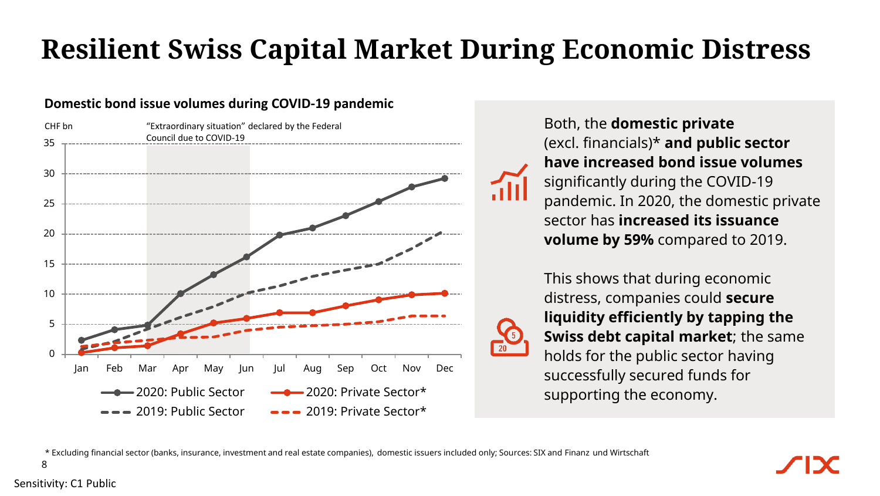# Resilient Swiss Capital Market During Economic Distress

**Domestic bond issue volumes during COVID-19 pandemic**

CHF bn

"Extraordinary situation" declared by the Federal Council due to COVID-19

- 2020: Public Sector
- 2020: Private Sector*
- 2019: Public Sector
- 2019: Private Sector*

Both, the **domestic private** (excl. financials)* **and public sector have increased bond issue volumes** significantly during the COVID-19 pandemic. In 2020, the domestic private sector has **increased its issuance volume by 59%** compared to 2019.

This shows that during economic distress, companies could **secure liquidity efficiently by tapping the Swiss debt capital market**; the same holds for the public sector having successfully secured funds for supporting the economy.

\* Excluding financial sector (banks, insurance, investment and real estate companies), domestic issuers included only; Sources: SIX and Finanz und Wirtschaft

Sensitivity: C1 Public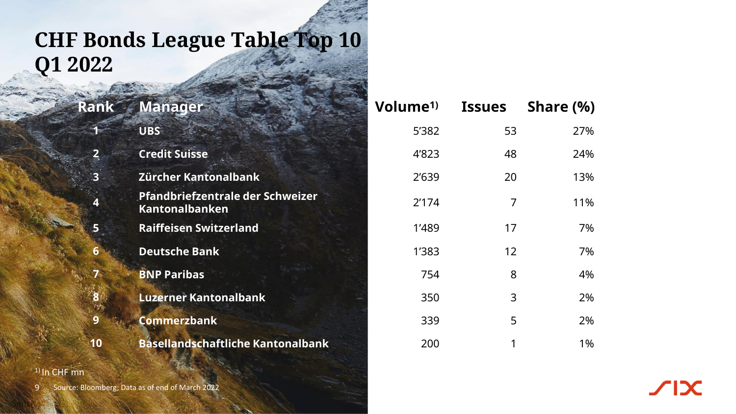# CHF Bonds League Table Top 10 Q1 2022

| Rank | Manager | Volume[1] | Issues | Share (%) |
|---|---|---|---|---|
| 1 | UBS | 5'382 | 53 | 27% |
| 2 | Credit Suisse | 4'823 | 48 | 24% |
| 3 | Zürcher Kantonalbank | 2'639 | 20 | 13% |
| 4 | Pfandbriefzentrale der Schweizer Kantonalbanken | 2'174 | 7 | 11% |
| 5 | Raiffeisen Switzerland | 1'489 | 17 | 7% |
| 6 | Deutsche Bank | 1'383 | 12 | 7% |
| 7 | BNP Paribas | 754 | 8 | 4% |
| 8 | Luzerner Kantonalbank | 350 | 3 | 2% |
| 9 | Commerzbank | 339 | 5 | 2% |
| 10 | Basellandschaftliche Kantonalbank | 200 | 1 | 1% |

[1] In CHF mn

Source: Bloomberg; Data as of end of March 2022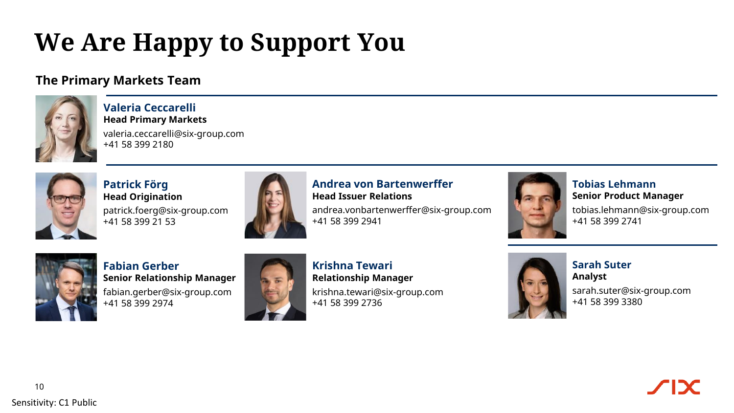# We Are Happy to Support You

## The Primary Markets Team

**Valeria Ceccarelli**
**Head Primary Markets**
valeria.ceccarelli@six-group.com
+41 58 399 2180

**Patrick Förg**
**Head Origination**
patrick.foerg@six-group.com
+41 58 399 21 53

**Andrea von Bartenwerffer**
**Head Issuer Relations**
andrea.vonbartenwerffer@six-group.com
+41 58 399 2941

**Tobias Lehmann**
**Senior Product Manager**
tobias.lehmann@six-group.com
+41 58 399 2741

**Fabian Gerber**
**Senior Relationship Manager**
fabian.gerber@six-group.com
+41 58 399 2974

**Krishna Tewari**
**Relationship Manager**
krishna.tewari@six-group.com
+41 58 399 2736

**Sarah Suter**
**Analyst**
sarah.suter@six-group.com
+41 58 399 3380

Sensitivity: C1 Public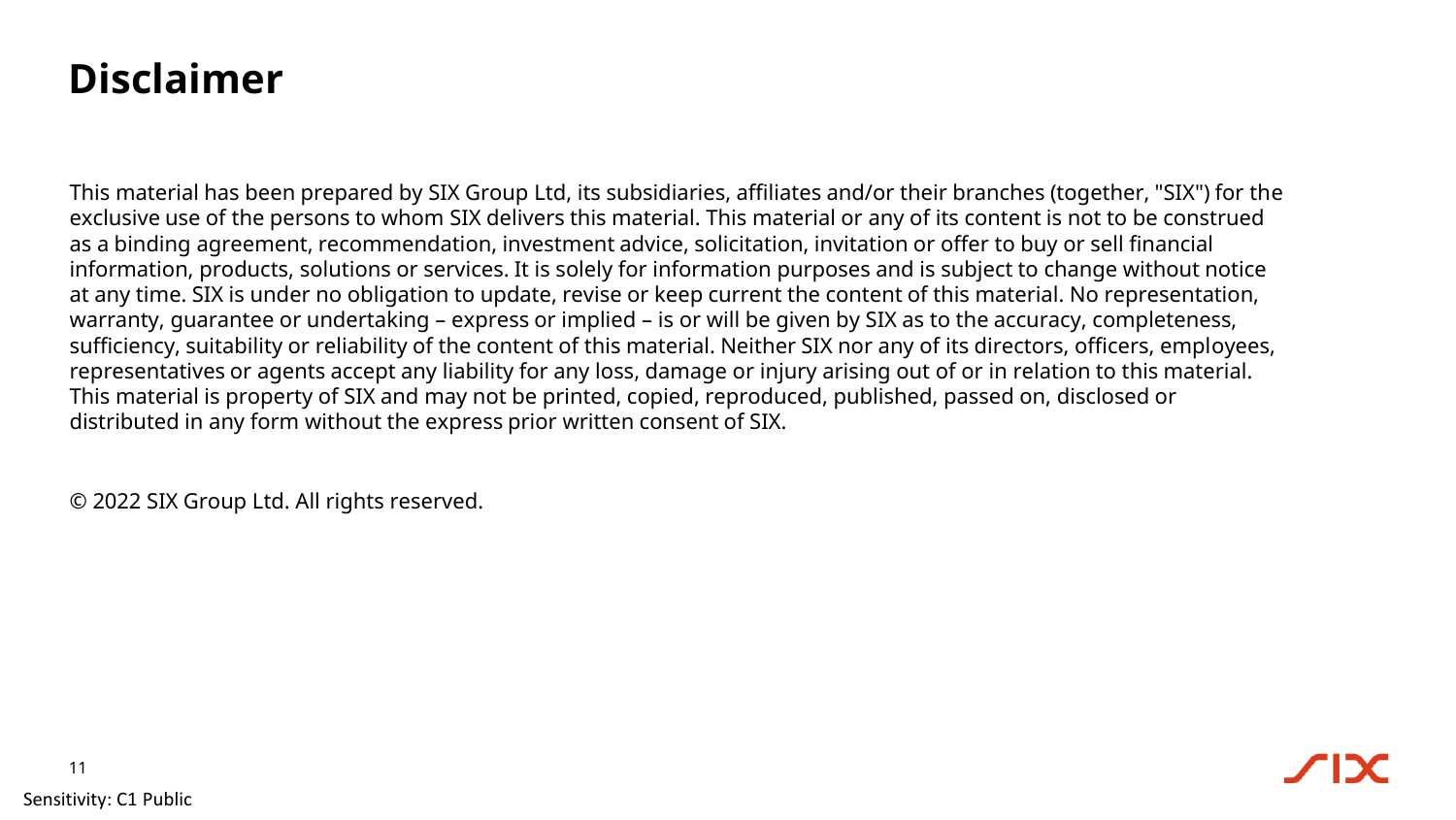# Disclaimer

This material has been prepared by SIX Group Ltd, its subsidiaries, affiliates and/or their branches (together, "SIX") for the exclusive use of the persons to whom SIX delivers this material. This material or any of its content is not to be construed as a binding agreement, recommendation, investment advice, solicitation, invitation or offer to buy or sell financial information, products, solutions or services. It is solely for information purposes and is subject to change without notice at any time. SIX is under no obligation to update, revise or keep current the content of this material. No representation, warranty, guarantee or undertaking – express or implied – is or will be given by SIX as to the accuracy, completeness, sufficiency, suitability or reliability of the content of this material. Neither SIX nor any of its directors, officers, employees, representatives or agents accept any liability for any loss, damage or injury arising out of or in relation to this material. This material is property of SIX and may not be printed, copied, reproduced, published, passed on, disclosed or distributed in any form without the express prior written consent of SIX.

© 2022 SIX Group Ltd. All rights reserved.

Sensitivity: C1 Public